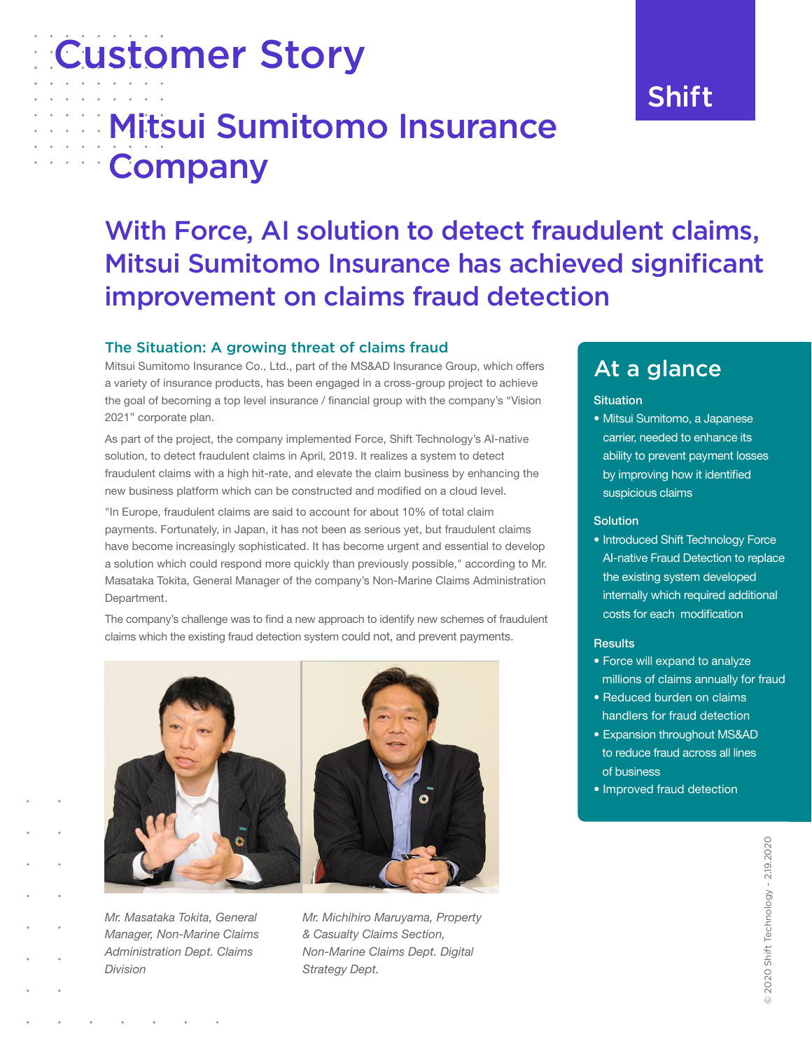# Customer Story

Shift

## Mitsui Sumitomo Insurance Company

## With Force, AI solution to detect fraudulent claims, Mitsui Sumitomo Insurance has achieved significant improvement on claims fraud detection

### The Situation: A growing threat of claims fraud

Mitsui Sumitomo Insurance Co., Ltd., part of the MS&AD Insurance Group, which offers a variety of insurance products, has been engaged in a cross-group project to achieve the goal of becoming a top level insurance / financial group with the company's "Vision 2021" corporate plan.

As part of the project, the company implemented Force, Shift Technology's AI-native solution, to detect fraudulent claims in April, 2019. It realizes a system to detect fraudulent claims with a high hit-rate, and elevate the claim business by enhancing the new business platform which can be constructed and modified on a cloud level.

"In Europe, fraudulent claims are said to account for about 10% of total claim payments. Fortunately, in Japan, it has not been as serious yet, but fraudulent claims have become increasingly sophisticated. It has become urgent and essential to develop a solution which could respond more quickly than previously possible," according to Mr. Masataka Tokita, General Manager of the company's Non-Marine Claims Administration Department.

The company's challenge was to find a new approach to identify new schemes of fraudulent claims which the existing fraud detection system could not, and prevent payments.

*Mr. Masataka Tokita, General Manager, Non-Marine Claims Administration Dept. Claims Division*

*Mr. Michihiro Maruyama, Property & Casualty Claims Section, Non-Marine Claims Dept. Digital Strategy Dept.*

## At a glance

**Situation**

- Mitsui Sumitomo, a Japanese carrier, needed to enhance its ability to prevent payment losses by improving how it identified suspicious claims

**Solution**

- Introduced Shift Technology Force AI-native Fraud Detection to replace the existing system developed internally which required additional costs for each modification

**Results**

- Force will expand to analyze millions of claims annually for fraud
- Reduced burden on claims handlers for fraud detection
- Expansion throughout MS&AD to reduce fraud across all lines of business
- Improved fraud detection

© 2020 Shift Technology - 2.19.2020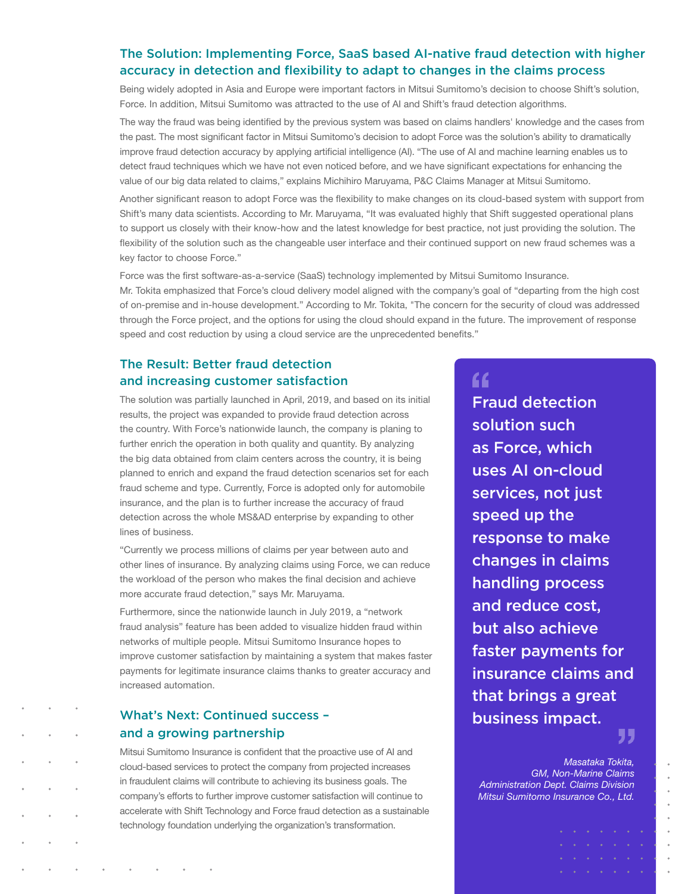## The Solution: Implementing Force, SaaS based AI-native fraud detection with higher accuracy in detection and flexibility to adapt to changes in the claims process

Being widely adopted in Asia and Europe were important factors in Mitsui Sumitomo's decision to choose Shift's solution, Force. In addition, Mitsui Sumitomo was attracted to the use of AI and Shift's fraud detection algorithms.

The way the fraud was being identified by the previous system was based on claims handlers' knowledge and the cases from the past. The most significant factor in Mitsui Sumitomo's decision to adopt Force was the solution's ability to dramatically improve fraud detection accuracy by applying artificial intelligence (AI). "The use of AI and machine learning enables us to detect fraud techniques which we have not even noticed before, and we have significant expectations for enhancing the value of our big data related to claims," explains Michihiro Maruyama, P&C Claims Manager at Mitsui Sumitomo.

Another significant reason to adopt Force was the flexibility to make changes on its cloud-based system with support from Shift's many data scientists. According to Mr. Maruyama, "It was evaluated highly that Shift suggested operational plans to support us closely with their know-how and the latest knowledge for best practice, not just providing the solution. The flexibility of the solution such as the changeable user interface and their continued support on new fraud schemes was a key factor to choose Force."

Force was the first software-as-a-service (SaaS) technology implemented by Mitsui Sumitomo Insurance. Mr. Tokita emphasized that Force's cloud delivery model aligned with the company's goal of "departing from the high cost of on-premise and in-house development." According to Mr. Tokita, "The concern for the security of cloud was addressed through the Force project, and the options for using the cloud should expand in the future. The improvement of response speed and cost reduction by using a cloud service are the unprecedented benefits."

## The Result: Better fraud detection and increasing customer satisfaction

The solution was partially launched in April, 2019, and based on its initial results, the project was expanded to provide fraud detection across the country. With Force's nationwide launch, the company is planing to further enrich the operation in both quality and quantity. By analyzing the big data obtained from claim centers across the country, it is being planned to enrich and expand the fraud detection scenarios set for each fraud scheme and type. Currently, Force is adopted only for automobile insurance, and the plan is to further increase the accuracy of fraud detection across the whole MS&AD enterprise by expanding to other lines of business.

"Currently we process millions of claims per year between auto and other lines of insurance. By analyzing claims using Force, we can reduce the workload of the person who makes the final decision and achieve more accurate fraud detection," says Mr. Maruyama.

Furthermore, since the nationwide launch in July 2019, a "network fraud analysis" feature has been added to visualize hidden fraud within networks of multiple people. Mitsui Sumitomo Insurance hopes to improve customer satisfaction by maintaining a system that makes faster payments for legitimate insurance claims thanks to greater accuracy and increased automation.

## What's Next: Continued success – and a growing partnership

Mitsui Sumitomo Insurance is confident that the proactive use of AI and cloud-based services to protect the company from projected increases in fraudulent claims will contribute to achieving its business goals. The company's efforts to further improve customer satisfaction will continue to accelerate with Shift Technology and Force fraud detection as a sustainable technology foundation underlying the organization's transformation.

> **"Fraud detection solution such as Force, which uses AI on-cloud services, not just speed up the response to make changes in claims handling process and reduce cost, but also achieve faster payments for insurance claims and that brings a great business impact."**
>
> *Masataka Tokita,*
> *GM, Non-Marine Claims Administration Dept. Claims Division*
> *Mitsui Sumitomo Insurance Co., Ltd.*